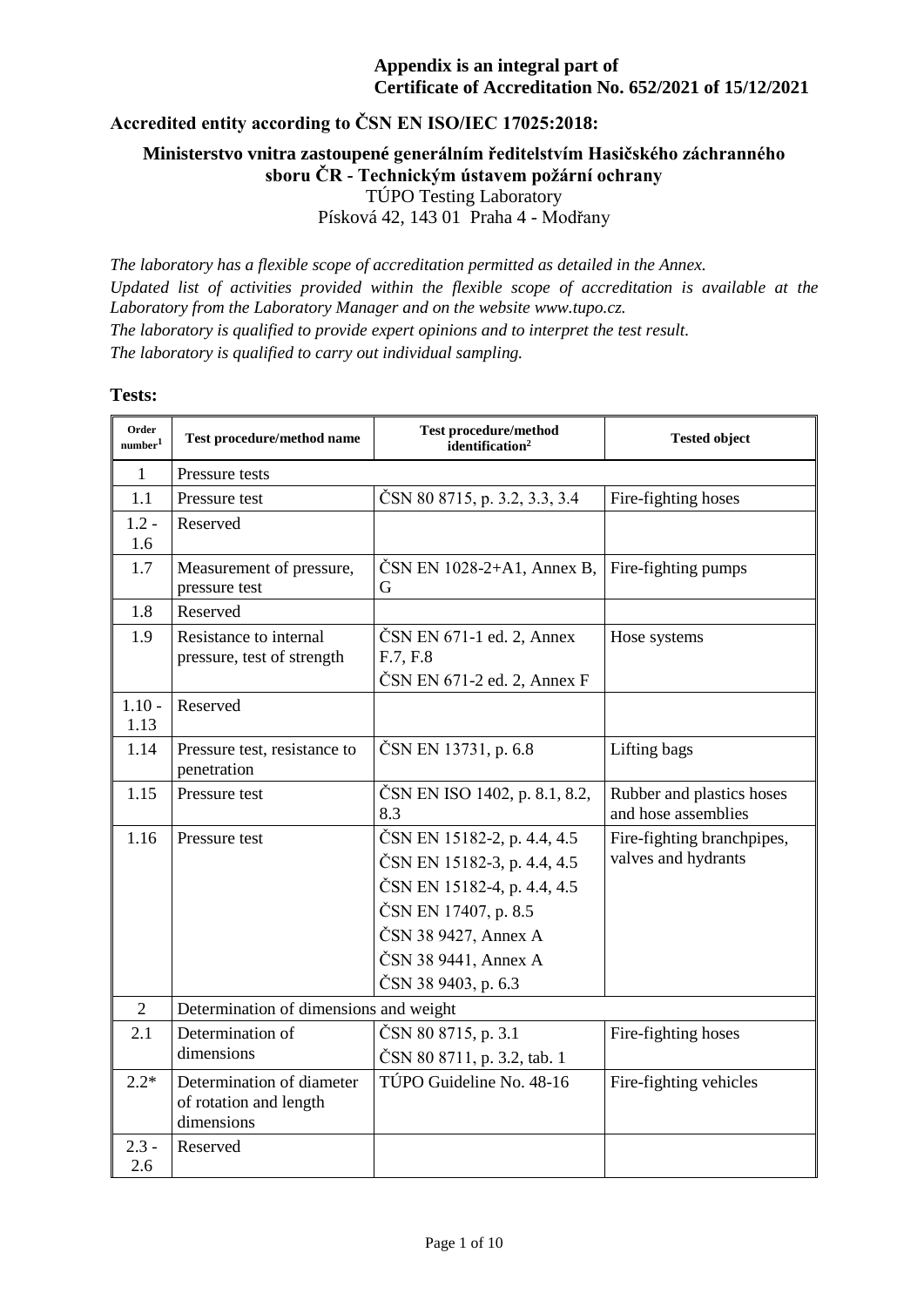**Appendix is an integral part of**
**Certificate of Accreditation No. 652/2021 of 15/12/2021**

## Accredited entity according to ČSN EN ISO/IEC 17025:2018:

**Ministerstvo vnitra zastoupené generálním ředitelstvím Hasičského záchranného sboru ČR - Technickým ústavem požární ochrany**
TÚPO Testing Laboratory
Písková 42, 143 01 Praha 4 - Modřany

*The laboratory has a flexible scope of accreditation permitted as detailed in the Annex.*
*Updated list of activities provided within the flexible scope of accreditation is available at the Laboratory from the Laboratory Manager and on the website www.tupo.cz.*
*The laboratory is qualified to provide expert opinions and to interpret the test result.*
*The laboratory is qualified to carry out individual sampling.*

### Tests:

| Order number[1] | Test procedure/method name | Test procedure/method identification[2] | Tested object |
|---|---|---|---|
| 1 | Pressure tests | | |
| 1.1 | Pressure test | ČSN 80 8715, p. 3.2, 3.3, 3.4 | Fire-fighting hoses |
| 1.2 - 1.6 | Reserved | | |
| 1.7 | Measurement of pressure, pressure test | ČSN EN 1028-2+A1, Annex B, G | Fire-fighting pumps |
| 1.8 | Reserved | | |
| 1.9 | Resistance to internal pressure, test of strength | ČSN EN 671-1 ed. 2, Annex F.7, F.8<br>ČSN EN 671-2 ed. 2, Annex F | Hose systems |
| 1.10 - 1.13 | Reserved | | |
| 1.14 | Pressure test, resistance to penetration | ČSN EN 13731, p. 6.8 | Lifting bags |
| 1.15 | Pressure test | ČSN EN ISO 1402, p. 8.1, 8.2, 8.3 | Rubber and plastics hoses and hose assemblies |
| 1.16 | Pressure test | ČSN EN 15182-2, p. 4.4, 4.5<br>ČSN EN 15182-3, p. 4.4, 4.5<br>ČSN EN 15182-4, p. 4.4, 4.5<br>ČSN EN 17407, p. 8.5<br>ČSN 38 9427, Annex A<br>ČSN 38 9441, Annex A<br>ČSN 38 9403, p. 6.3 | Fire-fighting branchpipes, valves and hydrants |
| 2 | Determination of dimensions and weight | | |
| 2.1 | Determination of dimensions | ČSN 80 8715, p. 3.1<br>ČSN 80 8711, p. 3.2, tab. 1 | Fire-fighting hoses |
| 2.2* | Determination of diameter of rotation and length dimensions | TÚPO Guideline No. 48-16 | Fire-fighting vehicles |
| 2.3 - 2.6 | Reserved | | |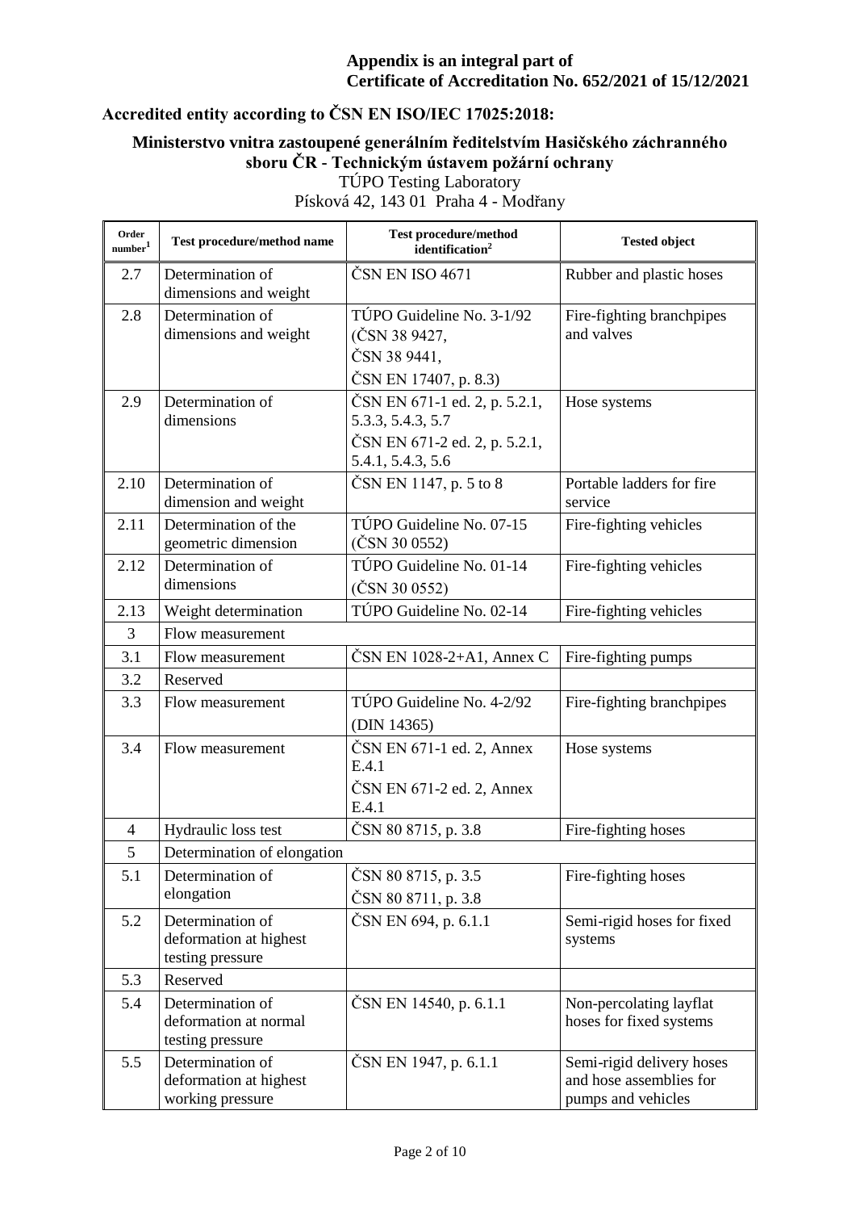**Appendix is an integral part of Certificate of Accreditation No. 652/2021 of 15/12/2021**

**Accredited entity according to ČSN EN ISO/IEC 17025:2018:**

**Ministerstvo vnitra zastoupené generálním ředitelstvím Hasičského záchranného sboru ČR - Technickým ústavem požární ochrany**
TÚPO Testing Laboratory
Písková 42, 143 01 Praha 4 - Modřany

| Order number[1] | Test procedure/method name | Test procedure/method identification[2] | Tested object |
|---|---|---|---|
| 2.7 | Determination of dimensions and weight | ČSN EN ISO 4671 | Rubber and plastic hoses |
| 2.8 | Determination of dimensions and weight | TÚPO Guideline No. 3-1/92 (ČSN 38 9427, ČSN 38 9441, ČSN EN 17407, p. 8.3) | Fire-fighting branchpipes and valves |
| 2.9 | Determination of dimensions | ČSN EN 671-1 ed. 2, p. 5.2.1, 5.3.3, 5.4.3, 5.7<br>ČSN EN 671-2 ed. 2, p. 5.2.1, 5.4.1, 5.4.3, 5.6 | Hose systems |
| 2.10 | Determination of dimension and weight | ČSN EN 1147, p. 5 to 8 | Portable ladders for fire service |
| 2.11 | Determination of the geometric dimension | TÚPO Guideline No. 07-15 (ČSN 30 0552) | Fire-fighting vehicles |
| 2.12 | Determination of dimensions | TÚPO Guideline No. 01-14 (ČSN 30 0552) | Fire-fighting vehicles |
| 2.13 | Weight determination | TÚPO Guideline No. 02-14 | Fire-fighting vehicles |
| 3 | Flow measurement | | |
| 3.1 | Flow measurement | ČSN EN 1028-2+A1, Annex C | Fire-fighting pumps |
| 3.2 | Reserved | | |
| 3.3 | Flow measurement | TÚPO Guideline No. 4-2/92 (DIN 14365) | Fire-fighting branchpipes |
| 3.4 | Flow measurement | ČSN EN 671-1 ed. 2, Annex E.4.1<br>ČSN EN 671-2 ed. 2, Annex E.4.1 | Hose systems |
| 4 | Hydraulic loss test | ČSN 80 8715, p. 3.8 | Fire-fighting hoses |
| 5 | Determination of elongation | | |
| 5.1 | Determination of elongation | ČSN 80 8715, p. 3.5<br>ČSN 80 8711, p. 3.8 | Fire-fighting hoses |
| 5.2 | Determination of deformation at highest testing pressure | ČSN EN 694, p. 6.1.1 | Semi-rigid hoses for fixed systems |
| 5.3 | Reserved | | |
| 5.4 | Determination of deformation at normal testing pressure | ČSN EN 14540, p. 6.1.1 | Non-percolating layflat hoses for fixed systems |
| 5.5 | Determination of deformation at highest working pressure | ČSN EN 1947, p. 6.1.1 | Semi-rigid delivery hoses and hose assemblies for pumps and vehicles |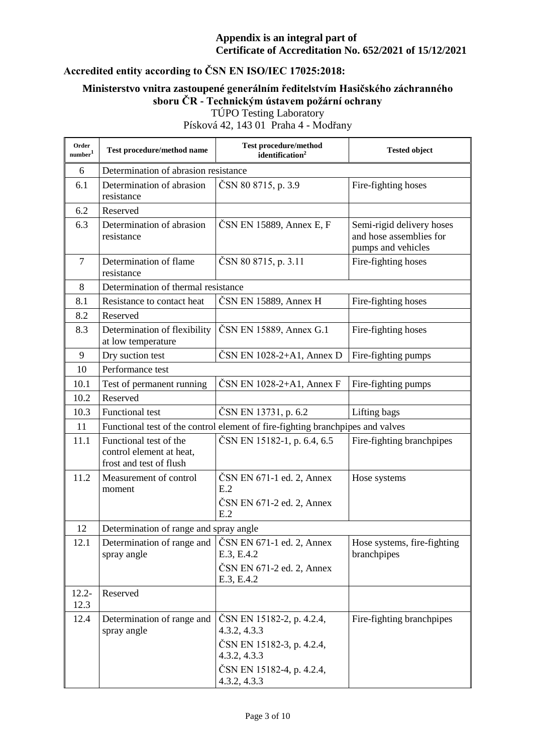**Appendix is an integral part of**
**Certificate of Accreditation No. 652/2021 of 15/12/2021**

## Accredited entity according to ČSN EN ISO/IEC 17025:2018:

### Ministerstvo vnitra zastoupené generálním ředitelstvím Hasičského záchranného sboru ČR - Technickým ústavem požární ochrany

TÚPO Testing Laboratory
Písková 42, 143 01 Praha 4 - Modřany

| Order number[1] | Test procedure/method name | Test procedure/method identification[2] | Tested object |
|---|---|---|---|
| 6 | Determination of abrasion resistance | | |
| 6.1 | Determination of abrasion resistance | ČSN 80 8715, p. 3.9 | Fire-fighting hoses |
| 6.2 | Reserved | | |
| 6.3 | Determination of abrasion resistance | ČSN EN 15889, Annex E, F | Semi-rigid delivery hoses and hose assemblies for pumps and vehicles |
| 7 | Determination of flame resistance | ČSN 80 8715, p. 3.11 | Fire-fighting hoses |
| 8 | Determination of thermal resistance | | |
| 8.1 | Resistance to contact heat | ČSN EN 15889, Annex H | Fire-fighting hoses |
| 8.2 | Reserved | | |
| 8.3 | Determination of flexibility at low temperature | ČSN EN 15889, Annex G.1 | Fire-fighting hoses |
| 9 | Dry suction test | ČSN EN 1028-2+A1, Annex D | Fire-fighting pumps |
| 10 | Performance test | | |
| 10.1 | Test of permanent running | ČSN EN 1028-2+A1, Annex F | Fire-fighting pumps |
| 10.2 | Reserved | | |
| 10.3 | Functional test | ČSN EN 13731, p. 6.2 | Lifting bags |
| 11 | Functional test of the control element of fire-fighting branchpipes and valves | | |
| 11.1 | Functional test of the control element at heat, frost and test of flush | ČSN EN 15182-1, p. 6.4, 6.5 | Fire-fighting branchpipes |
| 11.2 | Measurement of control moment | ČSN EN 671-1 ed. 2, Annex E.2<br>ČSN EN 671-2 ed. 2, Annex E.2 | Hose systems |
| 12 | Determination of range and spray angle | | |
| 12.1 | Determination of range and spray angle | ČSN EN 671-1 ed. 2, Annex E.3, E.4.2<br>ČSN EN 671-2 ed. 2, Annex E.3, E.4.2 | Hose systems, fire-fighting branchpipes |
| 12.2-12.3 | Reserved | | |
| 12.4 | Determination of range and spray angle | ČSN EN 15182-2, p. 4.2.4, 4.3.2, 4.3.3<br>ČSN EN 15182-3, p. 4.2.4, 4.3.2, 4.3.3<br>ČSN EN 15182-4, p. 4.2.4, 4.3.2, 4.3.3 | Fire-fighting branchpipes |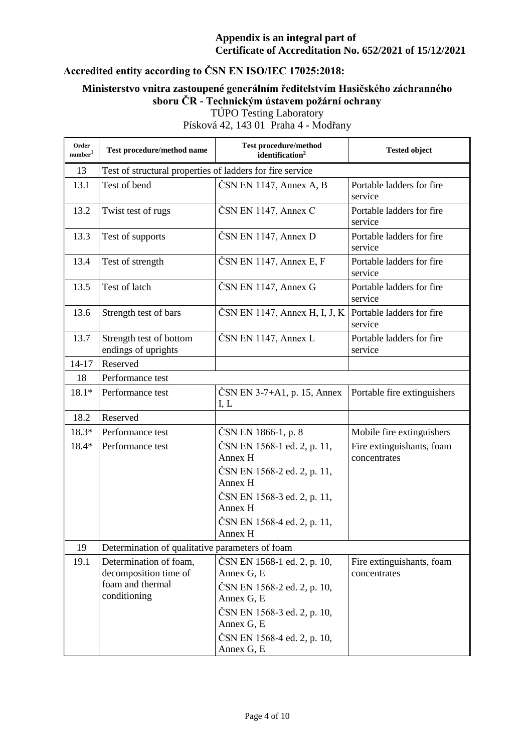**Appendix is an integral part of**
**Certificate of Accreditation No. 652/2021 of 15/12/2021**

## Accredited entity according to ČSN EN ISO/IEC 17025:2018:

### Ministerstvo vnitra zastoupené generálním ředitelstvím Hasičského záchranného sboru ČR - Technickým ústavem požární ochrany

TÚPO Testing Laboratory
Písková 42, 143 01 Praha 4 - Modřany

| Order number[1] | Test procedure/method name | Test procedure/method identification[2] | Tested object |
|---|---|---|---|
| 13 | Test of structural properties of ladders for fire service | | |
| 13.1 | Test of bend | ČSN EN 1147, Annex A, B | Portable ladders for fire service |
| 13.2 | Twist test of rugs | ČSN EN 1147, Annex C | Portable ladders for fire service |
| 13.3 | Test of supports | ČSN EN 1147, Annex D | Portable ladders for fire service |
| 13.4 | Test of strength | ČSN EN 1147, Annex E, F | Portable ladders for fire service |
| 13.5 | Test of latch | ČSN EN 1147, Annex G | Portable ladders for fire service |
| 13.6 | Strength test of bars | ČSN EN 1147, Annex H, I, J, K | Portable ladders for fire service |
| 13.7 | Strength test of bottom endings of uprights | ČSN EN 1147, Annex L | Portable ladders for fire service |
| 14-17 | Reserved | | |
| 18 | Performance test | | |
| 18.1* | Performance test | ČSN EN 3-7+A1, p. 15, Annex I, L | Portable fire extinguishers |
| 18.2 | Reserved | | |
| 18.3* | Performance test | ČSN EN 1866-1, p. 8 | Mobile fire extinguishers |
| 18.4* | Performance test | ČSN EN 1568-1 ed. 2, p. 11, Annex H<br>ČSN EN 1568-2 ed. 2, p. 11, Annex H<br>ČSN EN 1568-3 ed. 2, p. 11, Annex H<br>ČSN EN 1568-4 ed. 2, p. 11, Annex H | Fire extinguishants, foam concentrates |
| 19 | Determination of qualitative parameters of foam | | |
| 19.1 | Determination of foam, decomposition time of foam and thermal conditioning | ČSN EN 1568-1 ed. 2, p. 10, Annex G, E<br>ČSN EN 1568-2 ed. 2, p. 10, Annex G, E<br>ČSN EN 1568-3 ed. 2, p. 10, Annex G, E<br>ČSN EN 1568-4 ed. 2, p. 10, Annex G, E | Fire extinguishants, foam concentrates |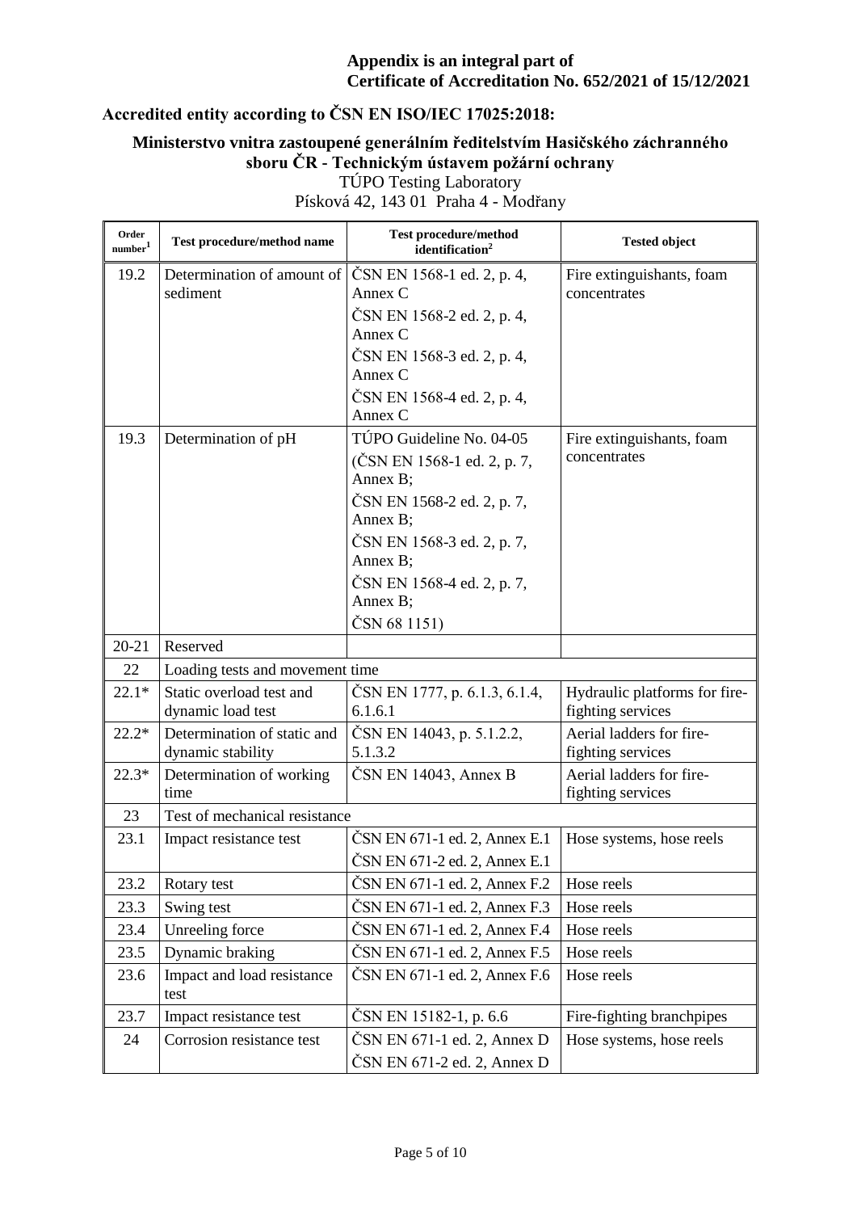**Appendix is an integral part of**
**Certificate of Accreditation No. 652/2021 of 15/12/2021**

**Accredited entity according to ČSN EN ISO/IEC 17025:2018:**

**Ministerstvo vnitra zastoupené generálním ředitelstvím Hasičského záchranného sboru ČR - Technickým ústavem požární ochrany**
TÚPO Testing Laboratory
Písková 42, 143 01 Praha 4 - Modřany

| Order number[1] | Test procedure/method name | Test procedure/method identification[2] | Tested object |
|---|---|---|---|
| 19.2 | Determination of amount of sediment | ČSN EN 1568-1 ed. 2, p. 4, Annex C<br>ČSN EN 1568-2 ed. 2, p. 4, Annex C<br>ČSN EN 1568-3 ed. 2, p. 4, Annex C<br>ČSN EN 1568-4 ed. 2, p. 4, Annex C | Fire extinguishants, foam concentrates |
| 19.3 | Determination of pH | TÚPO Guideline No. 04-05<br>(ČSN EN 1568-1 ed. 2, p. 7, Annex B;<br>ČSN EN 1568-2 ed. 2, p. 7, Annex B;<br>ČSN EN 1568-3 ed. 2, p. 7, Annex B;<br>ČSN EN 1568-4 ed. 2, p. 7, Annex B;<br>ČSN 68 1151) | Fire extinguishants, foam concentrates |
| 20-21 | Reserved | | |
| 22 | Loading tests and movement time | | |
| 22.1* | Static overload test and dynamic load test | ČSN EN 1777, p. 6.1.3, 6.1.4, 6.1.6.1 | Hydraulic platforms for fire-fighting services |
| 22.2* | Determination of static and dynamic stability | ČSN EN 14043, p. 5.1.2.2, 5.1.3.2 | Aerial ladders for fire-fighting services |
| 22.3* | Determination of working time | ČSN EN 14043, Annex B | Aerial ladders for fire-fighting services |
| 23 | Test of mechanical resistance | | |
| 23.1 | Impact resistance test | ČSN EN 671-1 ed. 2, Annex E.1<br>ČSN EN 671-2 ed. 2, Annex E.1 | Hose systems, hose reels |
| 23.2 | Rotary test | ČSN EN 671-1 ed. 2, Annex F.2 | Hose reels |
| 23.3 | Swing test | ČSN EN 671-1 ed. 2, Annex F.3 | Hose reels |
| 23.4 | Unreeling force | ČSN EN 671-1 ed. 2, Annex F.4 | Hose reels |
| 23.5 | Dynamic braking | ČSN EN 671-1 ed. 2, Annex F.5 | Hose reels |
| 23.6 | Impact and load resistance test | ČSN EN 671-1 ed. 2, Annex F.6 | Hose reels |
| 23.7 | Impact resistance test | ČSN EN 15182-1, p. 6.6 | Fire-fighting branchpipes |
| 24 | Corrosion resistance test | ČSN EN 671-1 ed. 2, Annex D<br>ČSN EN 671-2 ed. 2, Annex D | Hose systems, hose reels |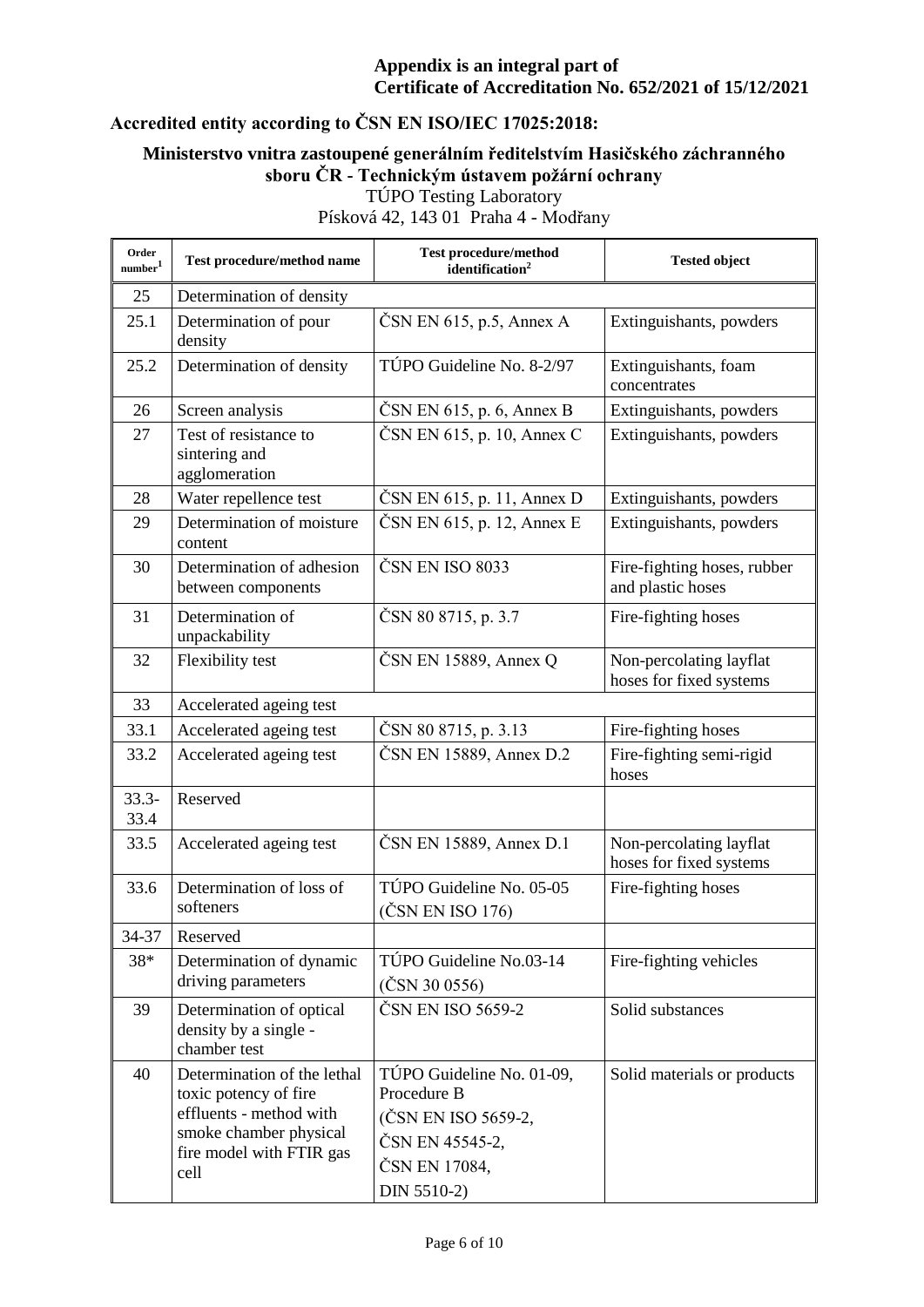**Appendix is an integral part of Certificate of Accreditation No. 652/2021 of 15/12/2021**

## Accredited entity according to ČSN EN ISO/IEC 17025:2018:

### Ministerstvo vnitra zastoupené generálním ředitelstvím Hasičského záchranného sboru ČR - Technickým ústavem požární ochrany

TÚPO Testing Laboratory
Písková 42, 143 01 Praha 4 - Modřany

| Order number[1] | Test procedure/method name | Test procedure/method identification[2] | Tested object |
|---|---|---|---|
| 25 | Determination of density | | |
| 25.1 | Determination of pour density | ČSN EN 615, p.5, Annex A | Extinguishants, powders |
| 25.2 | Determination of density | TÚPO Guideline No. 8-2/97 | Extinguishants, foam concentrates |
| 26 | Screen analysis | ČSN EN 615, p. 6, Annex B | Extinguishants, powders |
| 27 | Test of resistance to sintering and agglomeration | ČSN EN 615, p. 10, Annex C | Extinguishants, powders |
| 28 | Water repellence test | ČSN EN 615, p. 11, Annex D | Extinguishants, powders |
| 29 | Determination of moisture content | ČSN EN 615, p. 12, Annex E | Extinguishants, powders |
| 30 | Determination of adhesion between components | ČSN EN ISO 8033 | Fire-fighting hoses, rubber and plastic hoses |
| 31 | Determination of unpackability | ČSN 80 8715, p. 3.7 | Fire-fighting hoses |
| 32 | Flexibility test | ČSN EN 15889, Annex Q | Non-percolating layflat hoses for fixed systems |
| 33 | Accelerated ageing test | | |
| 33.1 | Accelerated ageing test | ČSN 80 8715, p. 3.13 | Fire-fighting hoses |
| 33.2 | Accelerated ageing test | ČSN EN 15889, Annex D.2 | Fire-fighting semi-rigid hoses |
| 33.3-33.4 | Reserved | | |
| 33.5 | Accelerated ageing test | ČSN EN 15889, Annex D.1 | Non-percolating layflat hoses for fixed systems |
| 33.6 | Determination of loss of softeners | TÚPO Guideline No. 05-05 (ČSN EN ISO 176) | Fire-fighting hoses |
| 34-37 | Reserved | | |
| 38* | Determination of dynamic driving parameters | TÚPO Guideline No.03-14 (ČSN 30 0556) | Fire-fighting vehicles |
| 39 | Determination of optical density by a single - chamber test | ČSN EN ISO 5659-2 | Solid substances |
| 40 | Determination of the lethal toxic potency of fire effluents - method with smoke chamber physical fire model with FTIR gas cell | TÚPO Guideline No. 01-09, Procedure B (ČSN EN ISO 5659-2, ČSN EN 45545-2, ČSN EN 17084, DIN 5510-2) | Solid materials or products |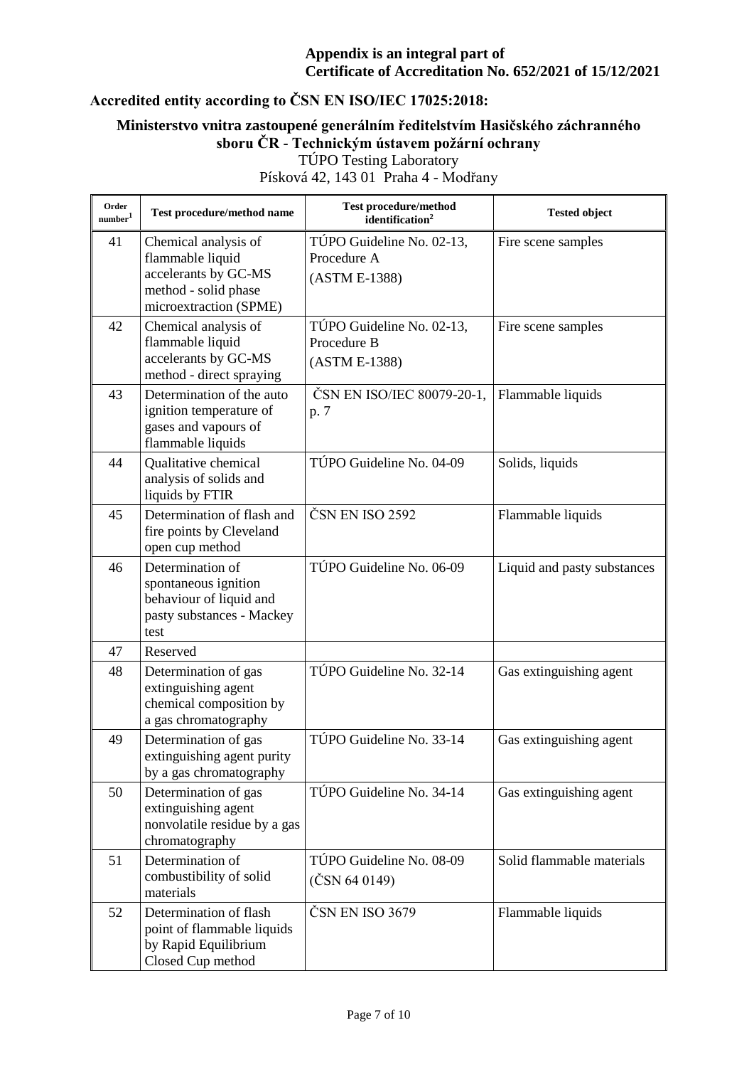**Appendix is an integral part of**
**Certificate of Accreditation No. 652/2021 of 15/12/2021**

## Accredited entity according to ČSN EN ISO/IEC 17025:2018:

### Ministerstvo vnitra zastoupené generálním ředitelstvím Hasičského záchranného sboru ČR - Technickým ústavem požární ochrany

TÚPO Testing Laboratory
Písková 42, 143 01 Praha 4 - Modřany

| Order number[1] | Test procedure/method name | Test procedure/method identification[2] | Tested object |
|---|---|---|---|
| 41 | Chemical analysis of flammable liquid accelerants by GC-MS method - solid phase microextraction (SPME) | TÚPO Guideline No. 02-13, Procedure A (ASTM E-1388) | Fire scene samples |
| 42 | Chemical analysis of flammable liquid accelerants by GC-MS method - direct spraying | TÚPO Guideline No. 02-13, Procedure B (ASTM E-1388) | Fire scene samples |
| 43 | Determination of the auto ignition temperature of gases and vapours of flammable liquids | ČSN EN ISO/IEC 80079-20-1, p. 7 | Flammable liquids |
| 44 | Qualitative chemical analysis of solids and liquids by FTIR | TÚPO Guideline No. 04-09 | Solids, liquids |
| 45 | Determination of flash and fire points by Cleveland open cup method | ČSN EN ISO 2592 | Flammable liquids |
| 46 | Determination of spontaneous ignition behaviour of liquid and pasty substances - Mackey test | TÚPO Guideline No. 06-09 | Liquid and pasty substances |
| 47 | Reserved | | |
| 48 | Determination of gas extinguishing agent chemical composition by a gas chromatography | TÚPO Guideline No. 32-14 | Gas extinguishing agent |
| 49 | Determination of gas extinguishing agent purity by a gas chromatography | TÚPO Guideline No. 33-14 | Gas extinguishing agent |
| 50 | Determination of gas extinguishing agent nonvolatile residue by a gas chromatography | TÚPO Guideline No. 34-14 | Gas extinguishing agent |
| 51 | Determination of combustibility of solid materials | TÚPO Guideline No. 08-09 (ČSN 64 0149) | Solid flammable materials |
| 52 | Determination of flash point of flammable liquids by Rapid Equilibrium Closed Cup method | ČSN EN ISO 3679 | Flammable liquids |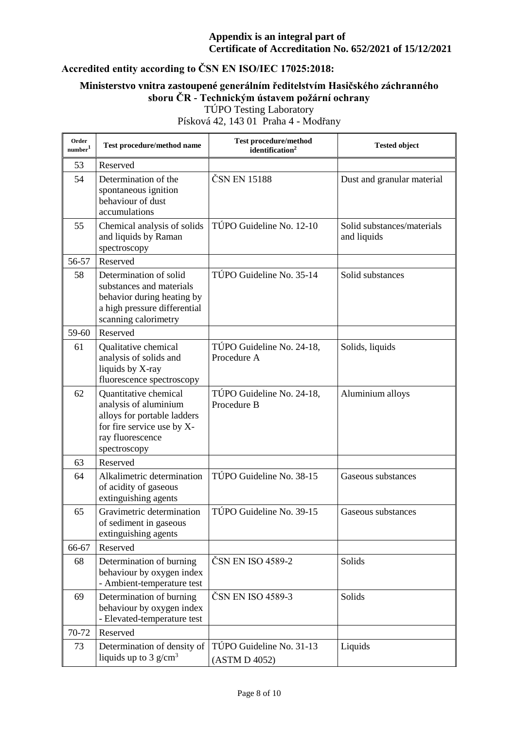**Appendix is an integral part of Certificate of Accreditation No. 652/2021 of 15/12/2021**

## Accredited entity according to ČSN EN ISO/IEC 17025:2018:

### Ministerstvo vnitra zastoupené generálním ředitelstvím Hasičského záchranného sboru ČR - Technickým ústavem požární ochrany

TÚPO Testing Laboratory
Písková 42, 143 01 Praha 4 - Modřany

| Order number[1] | Test procedure/method name | Test procedure/method identification[2] | Tested object |
|---|---|---|---|
| 53 | Reserved | | |
| 54 | Determination of the spontaneous ignition behaviour of dust accumulations | ČSN EN 15188 | Dust and granular material |
| 55 | Chemical analysis of solids and liquids by Raman spectroscopy | TÚPO Guideline No. 12-10 | Solid substances/materials and liquids |
| 56-57 | Reserved | | |
| 58 | Determination of solid substances and materials behavior during heating by a high pressure differential scanning calorimetry | TÚPO Guideline No. 35-14 | Solid substances |
| 59-60 | Reserved | | |
| 61 | Qualitative chemical analysis of solids and liquids by X-ray fluorescence spectroscopy | TÚPO Guideline No. 24-18, Procedure A | Solids, liquids |
| 62 | Quantitative chemical analysis of aluminium alloys for portable ladders for fire service use by X-ray fluorescence spectroscopy | TÚPO Guideline No. 24-18, Procedure B | Aluminium alloys |
| 63 | Reserved | | |
| 64 | Alkalimetric determination of acidity of gaseous extinguishing agents | TÚPO Guideline No. 38-15 | Gaseous substances |
| 65 | Gravimetric determination of sediment in gaseous extinguishing agents | TÚPO Guideline No. 39-15 | Gaseous substances |
| 66-67 | Reserved | | |
| 68 | Determination of burning behaviour by oxygen index - Ambient-temperature test | ČSN EN ISO 4589-2 | Solids |
| 69 | Determination of burning behaviour by oxygen index - Elevated-temperature test | ČSN EN ISO 4589-3 | Solids |
| 70-72 | Reserved | | |
| 73 | Determination of density of liquids up to 3 $g/cm^3$ | TÚPO Guideline No. 31-13 (ASTM D 4052) | Liquids |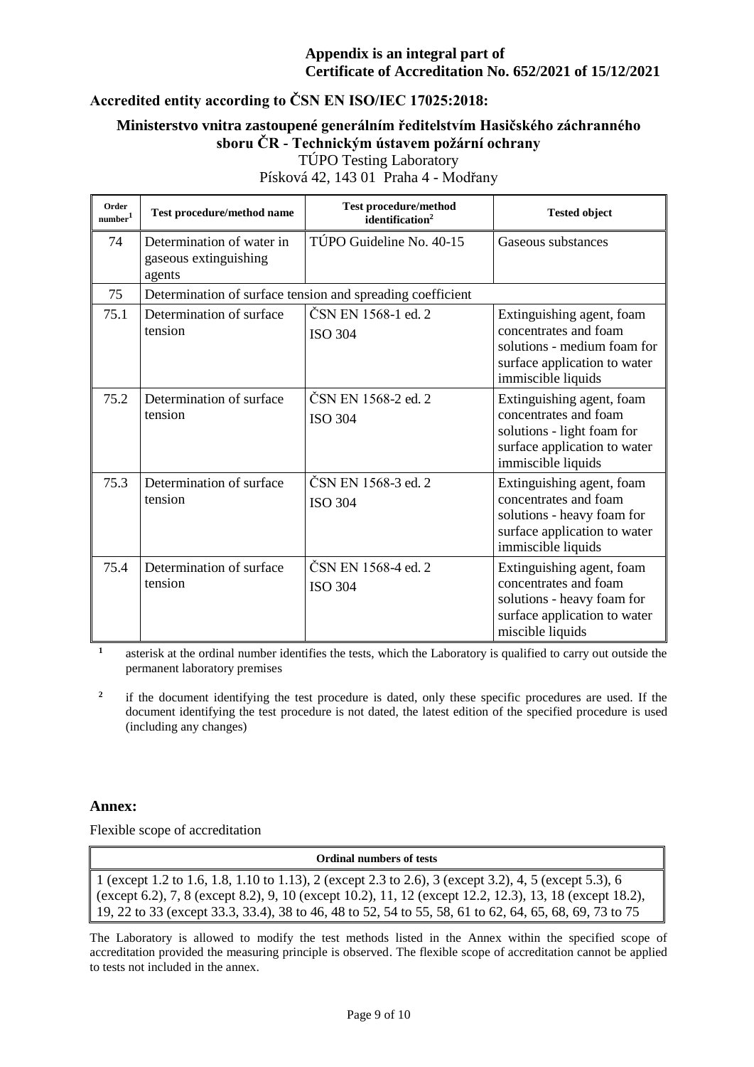**Appendix is an integral part of**
**Certificate of Accreditation No. 652/2021 of 15/12/2021**

**Accredited entity according to ČSN EN ISO/IEC 17025:2018:**

**Ministerstvo vnitra zastoupené generálním ředitelstvím Hasičského záchranného sboru ČR - Technickým ústavem požární ochrany**
TÚPO Testing Laboratory
Písková 42, 143 01 Praha 4 - Modřany

| Order number[1] | Test procedure/method name | Test procedure/method identification[2] | Tested object |
|---|---|---|---|
| 74 | Determination of water in gaseous extinguishing agents | TÚPO Guideline No. 40-15 | Gaseous substances |
| 75 | Determination of surface tension and spreading coefficient | | |
| 75.1 | Determination of surface tension | ČSN EN 1568-1 ed. 2<br>ISO 304 | Extinguishing agent, foam concentrates and foam solutions - medium foam for surface application to water immiscible liquids |
| 75.2 | Determination of surface tension | ČSN EN 1568-2 ed. 2<br>ISO 304 | Extinguishing agent, foam concentrates and foam solutions - light foam for surface application to water immiscible liquids |
| 75.3 | Determination of surface tension | ČSN EN 1568-3 ed. 2<br>ISO 304 | Extinguishing agent, foam concentrates and foam solutions - heavy foam for surface application to water immiscible liquids |
| 75.4 | Determination of surface tension | ČSN EN 1568-4 ed. 2<br>ISO 304 | Extinguishing agent, foam concentrates and foam solutions - heavy foam for surface application to water miscible liquids |

[1] asterisk at the ordinal number identifies the tests, which the Laboratory is qualified to carry out outside the permanent laboratory premises

[2] if the document identifying the test procedure is dated, only these specific procedures are used. If the document identifying the test procedure is not dated, the latest edition of the specified procedure is used (including any changes)

**Annex:**

Flexible scope of accreditation

| Ordinal numbers of tests |
|---|
| 1 (except 1.2 to 1.6, 1.8, 1.10 to 1.13), 2 (except 2.3 to 2.6), 3 (except 3.2), 4, 5 (except 5.3), 6 (except 6.2), 7, 8 (except 8.2), 9, 10 (except 10.2), 11, 12 (except 12.2, 12.3), 13, 18 (except 18.2), 19, 22 to 33 (except 33.3, 33.4), 38 to 46, 48 to 52, 54 to 55, 58, 61 to 62, 64, 65, 68, 69, 73 to 75 |

The Laboratory is allowed to modify the test methods listed in the Annex within the specified scope of accreditation provided the measuring principle is observed. The flexible scope of accreditation cannot be applied to tests not included in the annex.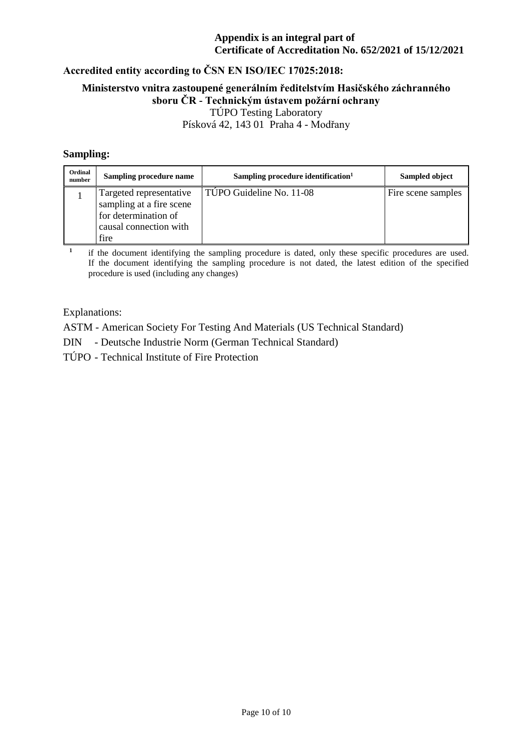**Appendix is an integral part of**
**Certificate of Accreditation No. 652/2021 of 15/12/2021**

## Accredited entity according to ČSN EN ISO/IEC 17025:2018:

### Ministerstvo vnitra zastoupené generálním ředitelstvím Hasičského záchranného sboru ČR - Technickým ústavem požární ochrany

TÚPO Testing Laboratory
Písková 42, 143 01 Praha 4 - Modřany

## Sampling:

| Ordinal number | Sampling procedure name | Sampling procedure identification[1] | Sampled object |
|---|---|---|---|
| 1 | Targeted representative sampling at a fire scene for determination of causal connection with fire | TÚPO Guideline No. 11-08 | Fire scene samples |

[1] if the document identifying the sampling procedure is dated, only these specific procedures are used. If the document identifying the sampling procedure is not dated, the latest edition of the specified procedure is used (including any changes)

Explanations:

ASTM - American Society For Testing And Materials (US Technical Standard)

DIN - Deutsche Industrie Norm (German Technical Standard)

TÚPO - Technical Institute of Fire Protection